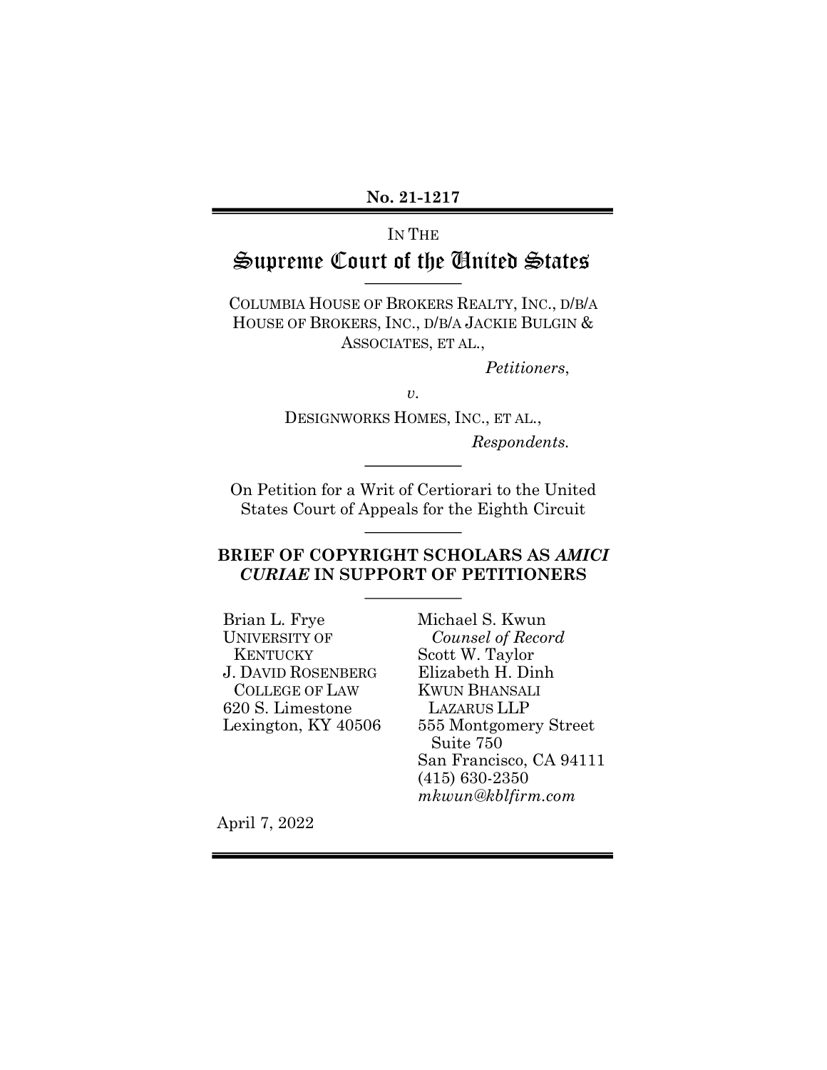**No. 21-1217**

IN THE

# Supreme Court of the United States

COLUMBIA HOUSE OF BROKERS REALTY, INC., D/B/A HOUSE OF BROKERS, INC., D/B/A JACKIE BULGIN & ASSOCIATES, ET AL.,

*Petitioners*,

*v.*

DESIGNWORKS HOMES, INC., ET AL.,

*Respondents.*

On Petition for a Writ of Certiorari to the United States Court of Appeals for the Eighth Circuit

**BRIEF OF COPYRIGHT SCHOLARS AS *AMICI CURIAE* IN SUPPORT OF PETITIONERS**

Brian L. Frye
UNIVERSITY OF KENTUCKY
J. DAVID ROSENBERG COLLEGE OF LAW
620 S. Limestone
Lexington, KY 40506

Michael S. Kwun
*Counsel of Record*
Scott W. Taylor
Elizabeth H. Dinh
KWUN BHANSALI LAZARUS LLP
555 Montgomery Street
Suite 750
San Francisco, CA 94111
(415) 630-2350
*mkwun@kblfirm.com*

April 7, 2022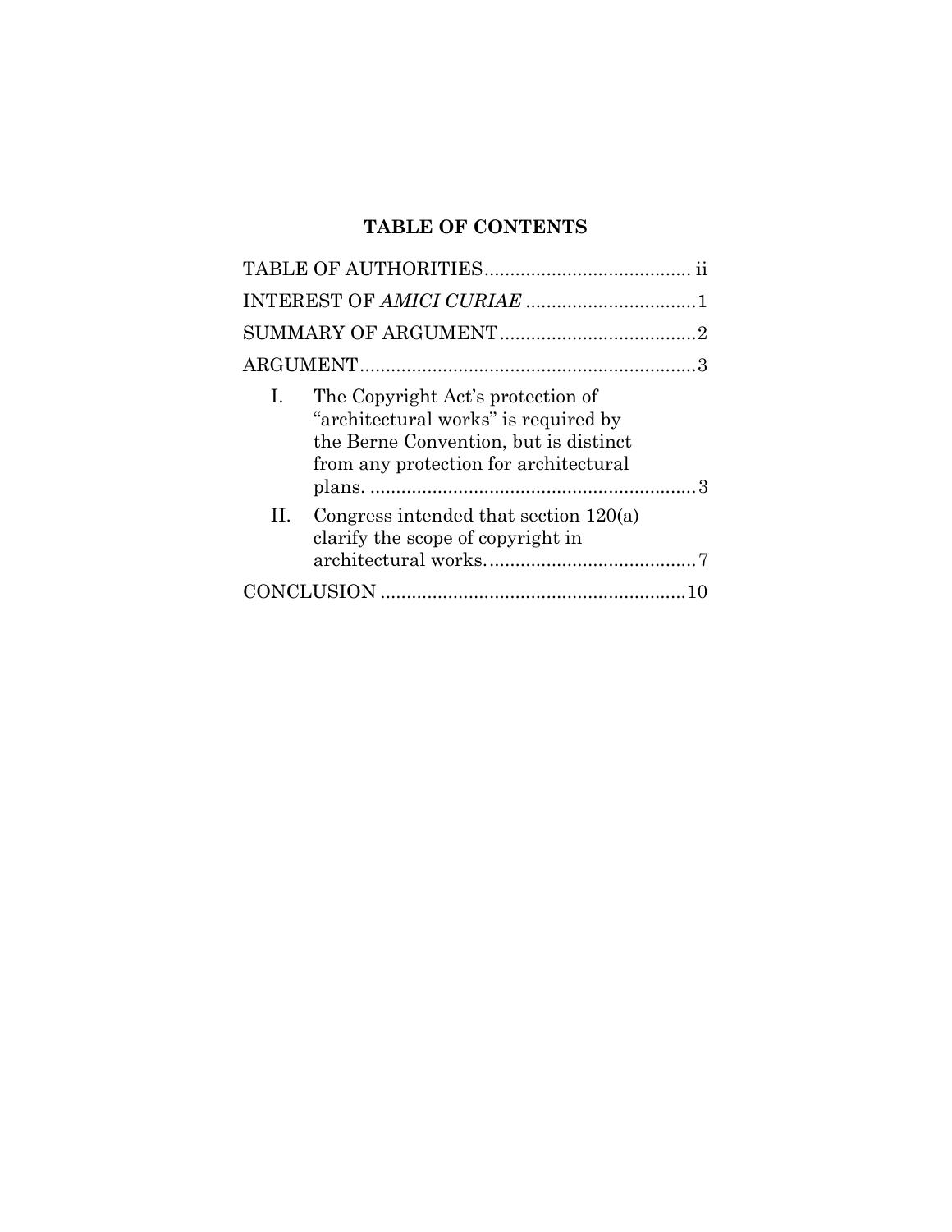## TABLE OF CONTENTS

TABLE OF AUTHORITIES ........................................ ii

INTEREST OF *AMICI CURIAE* ................................. 1

SUMMARY OF ARGUMENT ...................................... 2

ARGUMENT ................................................................. 3

I. The Copyright Act's protection of "architectural works" is required by the Berne Convention, but is distinct from any protection for architectural plans. ............................................................... 3

II. Congress intended that section 120(a) clarify the scope of copyright in architectural works. ........................................ 7

CONCLUSION ........................................................... 10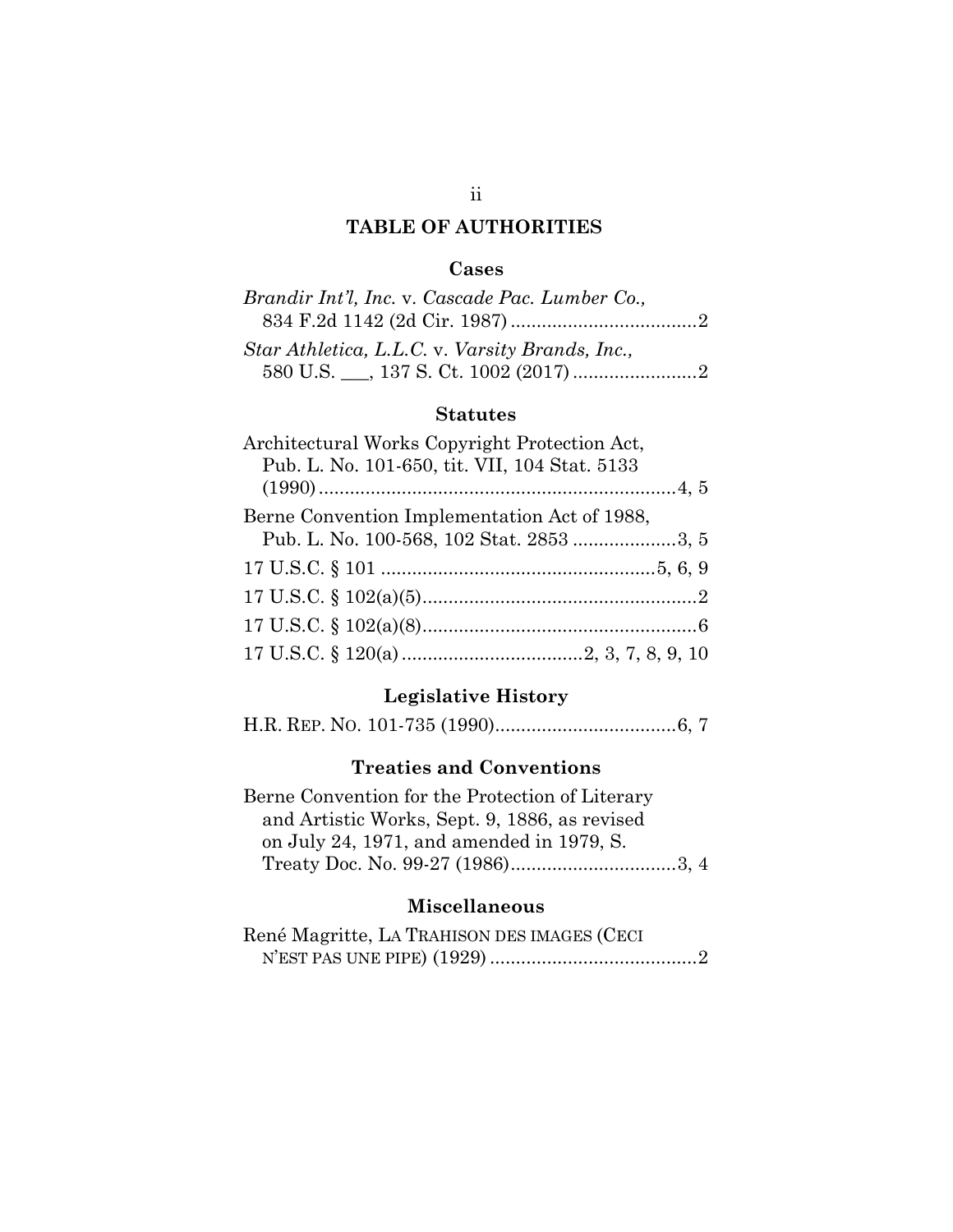## TABLE OF AUTHORITIES

### Cases

*Brandir Int'l, Inc.* v. *Cascade Pac. Lumber Co.*, 834 F.2d 1142 (2d Cir. 1987) ....................................2

*Star Athletica, L.L.C.* v. *Varsity Brands, Inc.*, 580 U.S. \_\_\_, 137 S. Ct. 1002 (2017) ........................2

### Statutes

Architectural Works Copyright Protection Act, Pub. L. No. 101-650, tit. VII, 104 Stat. 5133 (1990).....................................................................4, 5

Berne Convention Implementation Act of 1988, Pub. L. No. 100-568, 102 Stat. 2853 ....................3, 5

17 U.S.C. § 101 .....................................................5, 6, 9

17 U.S.C. § 102(a)(5).....................................................2

17 U.S.C. § 102(a)(8).....................................................6

17 U.S.C. § 120(a) ...................................2, 3, 7, 8, 9, 10

### Legislative History

H.R. REP. NO. 101-735 (1990)...................................6, 7

### Treaties and Conventions

Berne Convention for the Protection of Literary and Artistic Works, Sept. 9, 1886, as revised on July 24, 1971, and amended in 1979, S. Treaty Doc. No. 99-27 (1986)................................3, 4

### Miscellaneous

René Magritte, LA TRAHISON DES IMAGES (CECI N'EST PAS UNE PIPE) (1929) ........................................2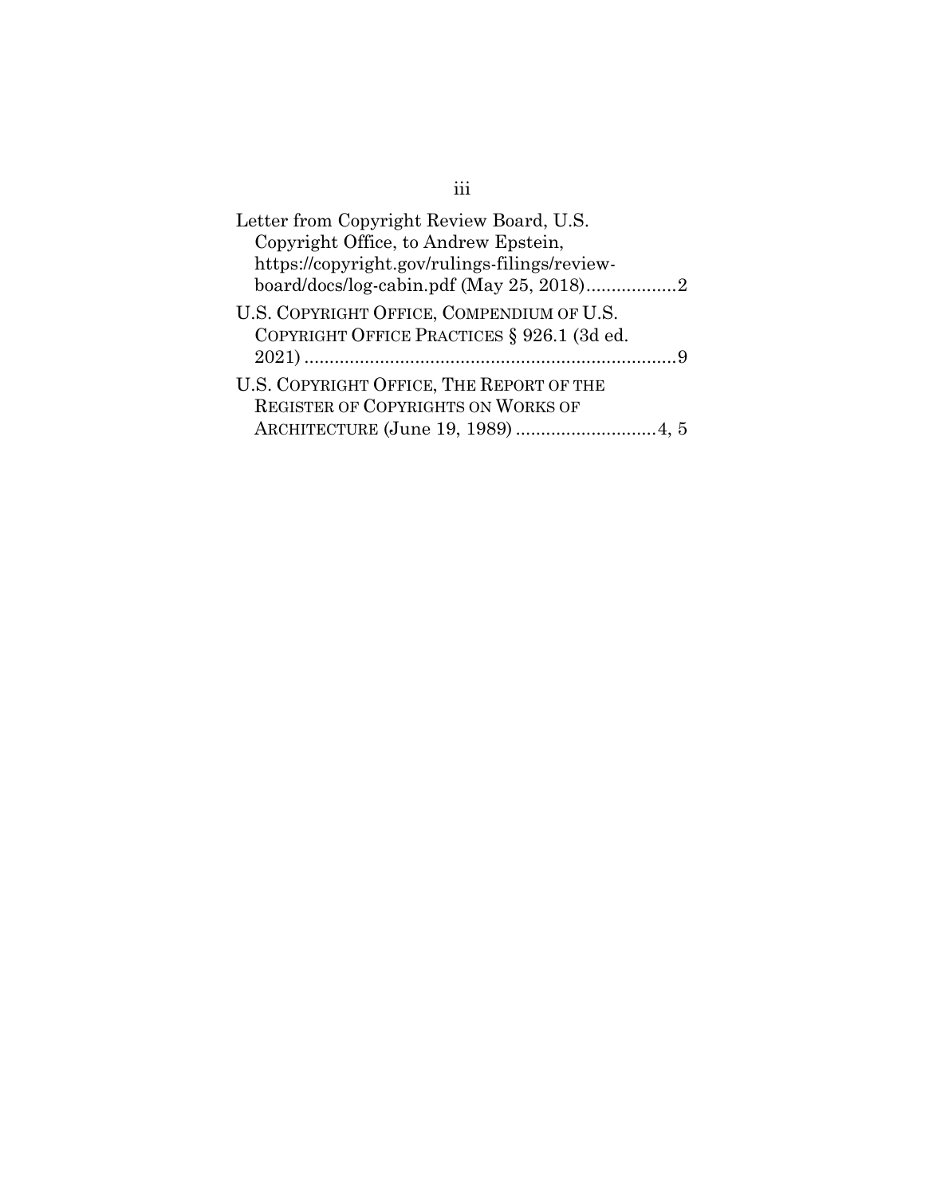Letter from Copyright Review Board, U.S. Copyright Office, to Andrew Epstein, https://copyright.gov/rulings-filings/review-board/docs/log-cabin.pdf (May 25, 2018)..................2

U.S. COPYRIGHT OFFICE, COMPENDIUM OF U.S. COPYRIGHT OFFICE PRACTICES § 926.1 (3d ed. 2021) ..........................................................................9

U.S. COPYRIGHT OFFICE, THE REPORT OF THE REGISTER OF COPYRIGHTS ON WORKS OF ARCHITECTURE (June 19, 1989) ...........................4, 5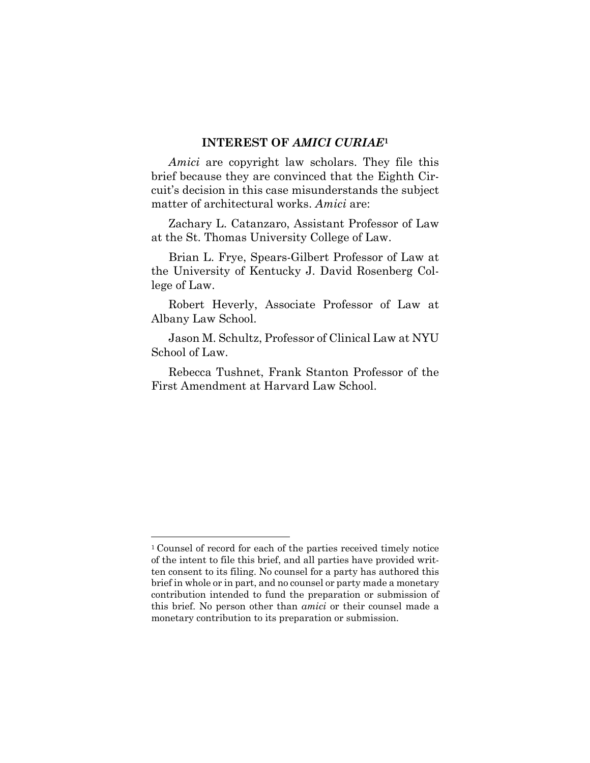## INTEREST OF *AMICI CURIAE*[1]

*Amici* are copyright law scholars. They file this brief because they are convinced that the Eighth Circuit's decision in this case misunderstands the subject matter of architectural works. *Amici* are:

Zachary L. Catanzaro, Assistant Professor of Law at the St. Thomas University College of Law.

Brian L. Frye, Spears-Gilbert Professor of Law at the University of Kentucky J. David Rosenberg College of Law.

Robert Heverly, Associate Professor of Law at Albany Law School.

Jason M. Schultz, Professor of Clinical Law at NYU School of Law.

Rebecca Tushnet, Frank Stanton Professor of the First Amendment at Harvard Law School.

---

[1] Counsel of record for each of the parties received timely notice of the intent to file this brief, and all parties have provided written consent to its filing. No counsel for a party has authored this brief in whole or in part, and no counsel or party made a monetary contribution intended to fund the preparation or submission of this brief. No person other than *amici* or their counsel made a monetary contribution to its preparation or submission.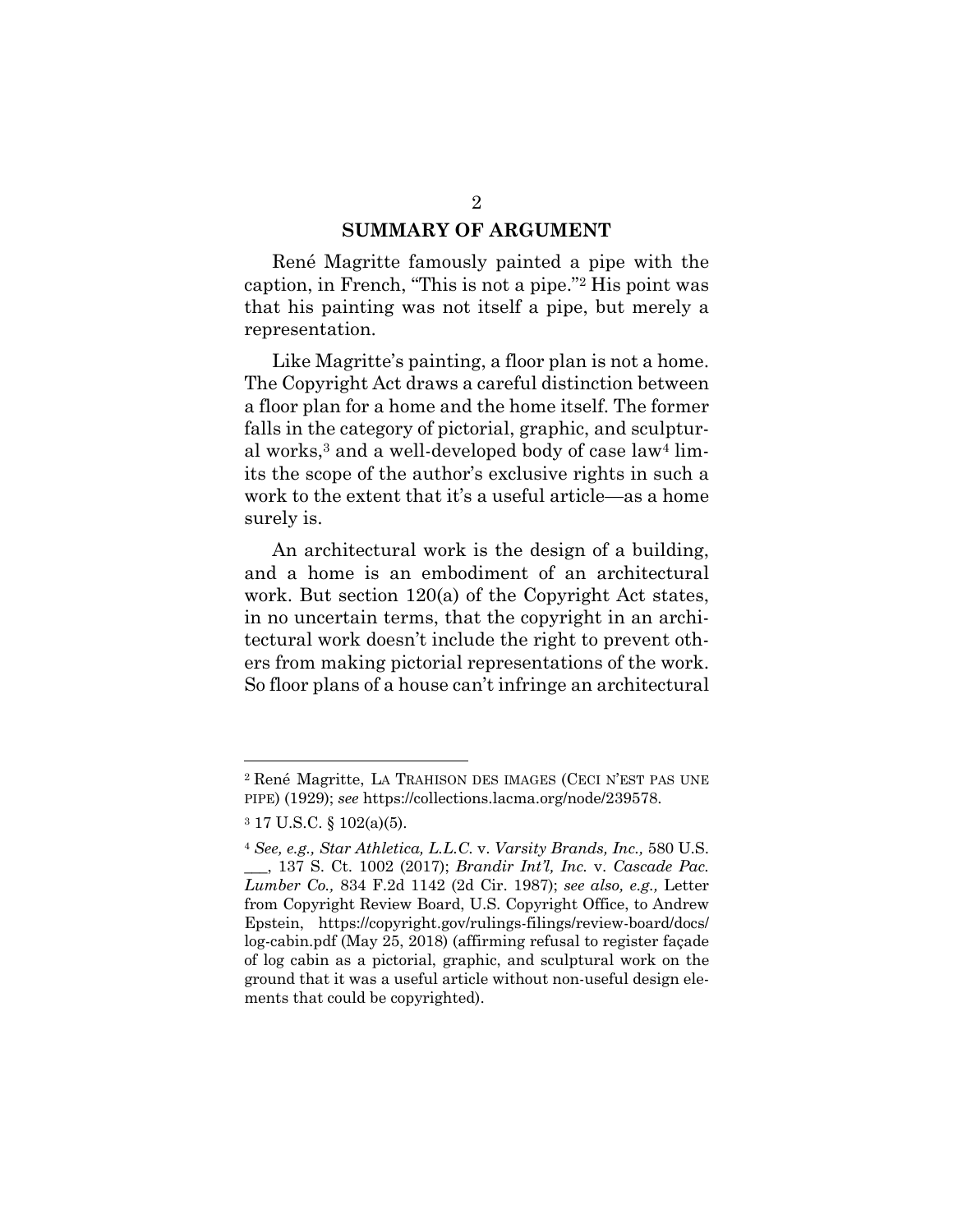## SUMMARY OF ARGUMENT

René Magritte famously painted a pipe with the caption, in French, "This is not a pipe."[2] His point was that his painting was not itself a pipe, but merely a representation.

Like Magritte's painting, a floor plan is not a home. The Copyright Act draws a careful distinction between a floor plan for a home and the home itself. The former falls in the category of pictorial, graphic, and sculptural works,[3] and a well-developed body of case law[4] limits the scope of the author's exclusive rights in such a work to the extent that it's a useful article—as a home surely is.

An architectural work is the design of a building, and a home is an embodiment of an architectural work. But section 120(a) of the Copyright Act states, in no uncertain terms, that the copyright in an architectural work doesn't include the right to prevent others from making pictorial representations of the work. So floor plans of a house can't infringe an architectural

---

[2] René Magritte, LA TRAHISON DES IMAGES (CECI N'EST PAS UNE PIPE) (1929); *see* https://collections.lacma.org/node/239578.

[3] 17 U.S.C. § 102(a)(5).

[4] *See, e.g., Star Athletica, L.L.C.* v. *Varsity Brands, Inc.,* 580 U.S. ___, 137 S. Ct. 1002 (2017); *Brandir Int'l, Inc.* v. *Cascade Pac. Lumber Co.,* 834 F.2d 1142 (2d Cir. 1987); *see also, e.g.,* Letter from Copyright Review Board, U.S. Copyright Office, to Andrew Epstein, https://copyright.gov/rulings-filings/review-board/docs/log-cabin.pdf (May 25, 2018) (affirming refusal to register façade of log cabin as a pictorial, graphic, and sculptural work on the ground that it was a useful article without non-useful design elements that could be copyrighted).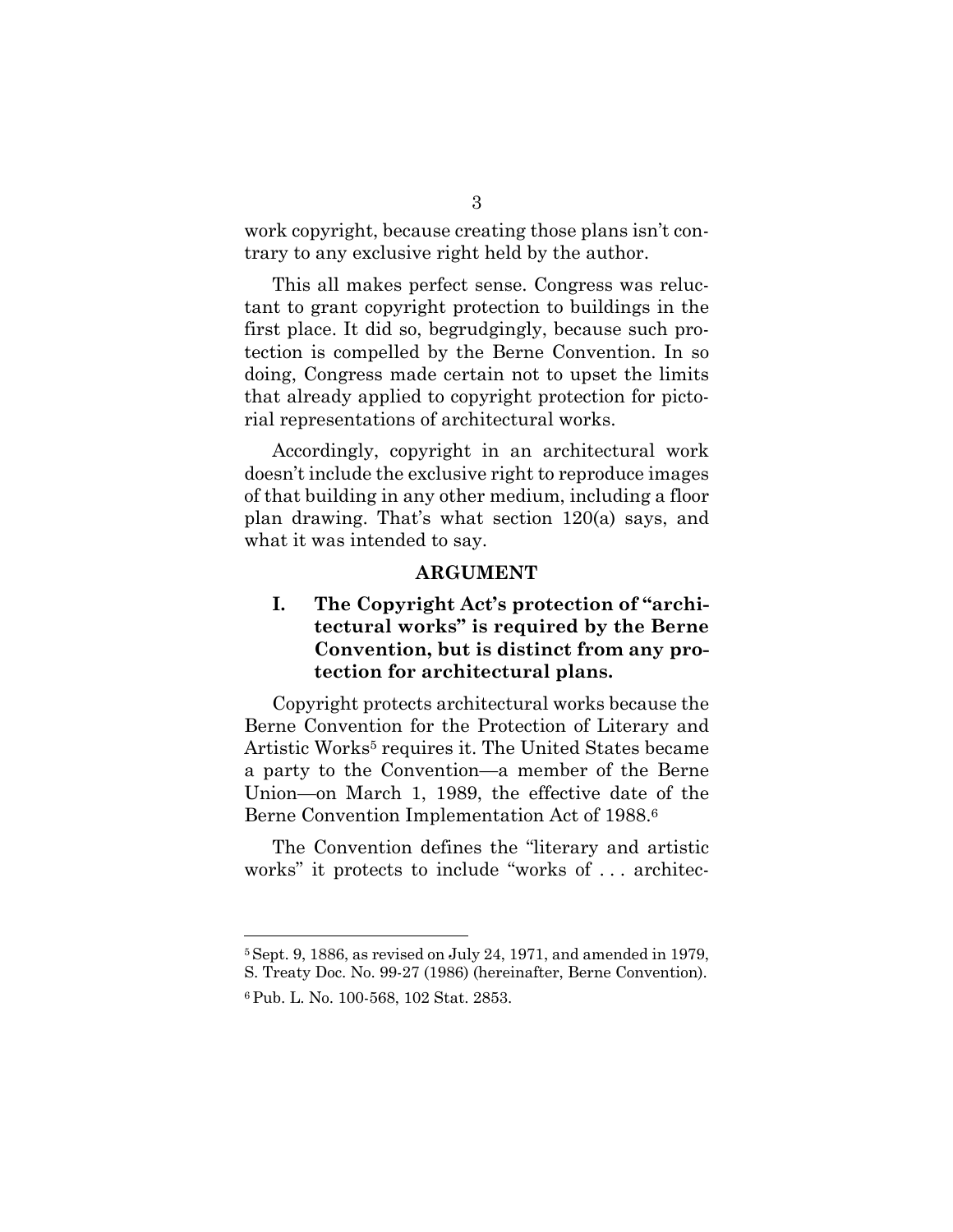work copyright, because creating those plans isn't contrary to any exclusive right held by the author.

This all makes perfect sense. Congress was reluctant to grant copyright protection to buildings in the first place. It did so, begrudgingly, because such protection is compelled by the Berne Convention. In so doing, Congress made certain not to upset the limits that already applied to copyright protection for pictorial representations of architectural works.

Accordingly, copyright in an architectural work doesn't include the exclusive right to reproduce images of that building in any other medium, including a floor plan drawing. That's what section 120(a) says, and what it was intended to say.

## ARGUMENT

### I. The Copyright Act's protection of "architectural works" is required by the Berne Convention, but is distinct from any protection for architectural plans.

Copyright protects architectural works because the Berne Convention for the Protection of Literary and Artistic Works[5] requires it. The United States became a party to the Convention—a member of the Berne Union—on March 1, 1989, the effective date of the Berne Convention Implementation Act of 1988.[6]

The Convention defines the "literary and artistic works" it protects to include "works of . . . architec-

---

[5] Sept. 9, 1886, as revised on July 24, 1971, and amended in 1979, S. Treaty Doc. No. 99-27 (1986) (hereinafter, Berne Convention).

[6] Pub. L. No. 100-568, 102 Stat. 2853.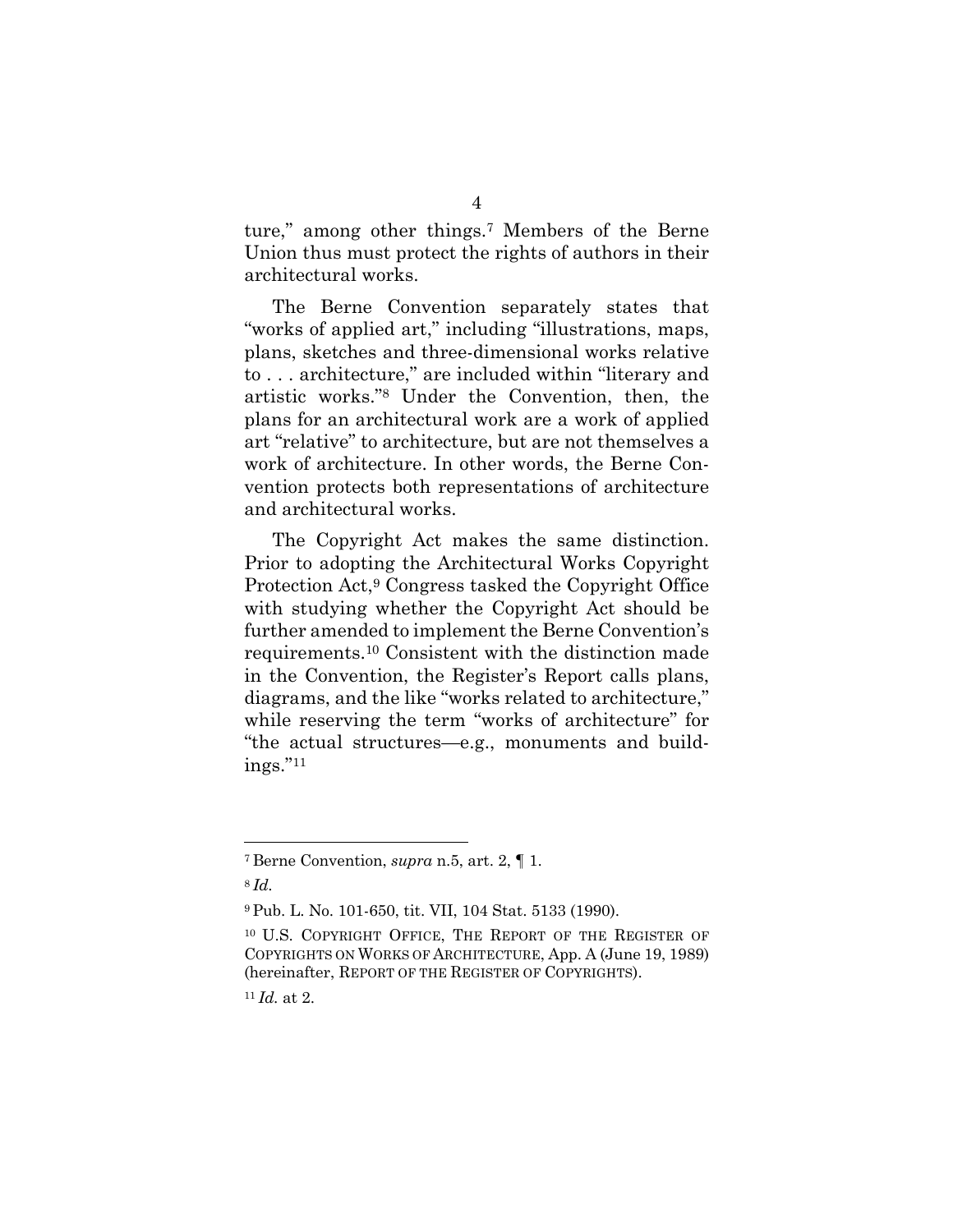ture," among other things.[7] Members of the Berne Union thus must protect the rights of authors in their architectural works.

The Berne Convention separately states that "works of applied art," including "illustrations, maps, plans, sketches and three-dimensional works relative to . . . architecture," are included within "literary and artistic works."[8] Under the Convention, then, the plans for an architectural work are a work of applied art "relative" to architecture, but are not themselves a work of architecture. In other words, the Berne Convention protects both representations of architecture and architectural works.

The Copyright Act makes the same distinction. Prior to adopting the Architectural Works Copyright Protection Act,[9] Congress tasked the Copyright Office with studying whether the Copyright Act should be further amended to implement the Berne Convention's requirements.[10] Consistent with the distinction made in the Convention, the Register's Report calls plans, diagrams, and the like "works related to architecture," while reserving the term "works of architecture" for "the actual structures—e.g., monuments and buildings."[11]

---

[7] Berne Convention, *supra* n.5, art. 2, ¶ 1.

[8] *Id.*

[9] Pub. L. No. 101-650, tit. VII, 104 Stat. 5133 (1990).

[10] U.S. COPYRIGHT OFFICE, THE REPORT OF THE REGISTER OF COPYRIGHTS ON WORKS OF ARCHITECTURE, App. A (June 19, 1989) (hereinafter, REPORT OF THE REGISTER OF COPYRIGHTS).

[11] *Id.* at 2.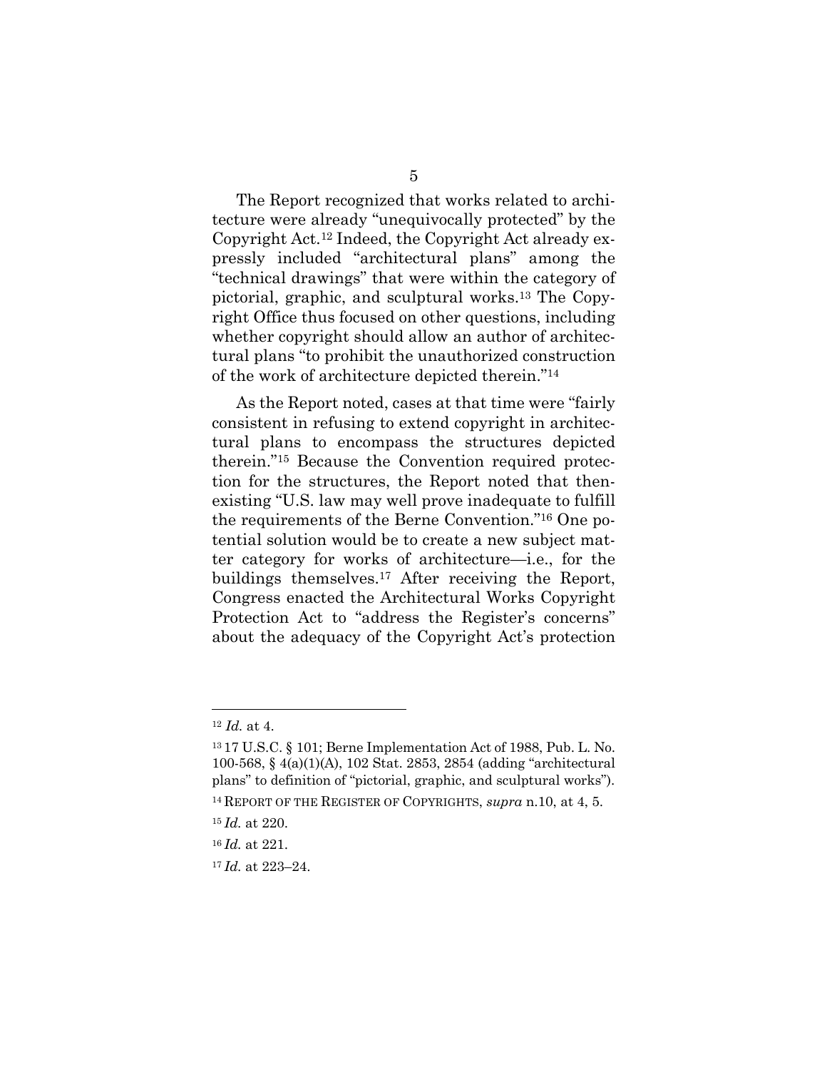The Report recognized that works related to architecture were already "unequivocally protected" by the Copyright Act.[12] Indeed, the Copyright Act already expressly included "architectural plans" among the "technical drawings" that were within the category of pictorial, graphic, and sculptural works.[13] The Copyright Office thus focused on other questions, including whether copyright should allow an author of architectural plans "to prohibit the unauthorized construction of the work of architecture depicted therein."[14]

As the Report noted, cases at that time were "fairly consistent in refusing to extend copyright in architectural plans to encompass the structures depicted therein."[15] Because the Convention required protection for the structures, the Report noted that then-existing "U.S. law may well prove inadequate to fulfill the requirements of the Berne Convention."[16] One potential solution would be to create a new subject matter category for works of architecture—i.e., for the buildings themselves.[17] After receiving the Report, Congress enacted the Architectural Works Copyright Protection Act to "address the Register's concerns" about the adequacy of the Copyright Act's protection

---

[12] *Id.* at 4.

[13] 17 U.S.C. § 101; Berne Implementation Act of 1988, Pub. L. No. 100-568, § 4(a)(1)(A), 102 Stat. 2853, 2854 (adding "architectural plans" to definition of "pictorial, graphic, and sculptural works").

[14] REPORT OF THE REGISTER OF COPYRIGHTS, *supra* n.10, at 4, 5.

[15] *Id.* at 220.

[16] *Id.* at 221.

[17] *Id.* at 223–24.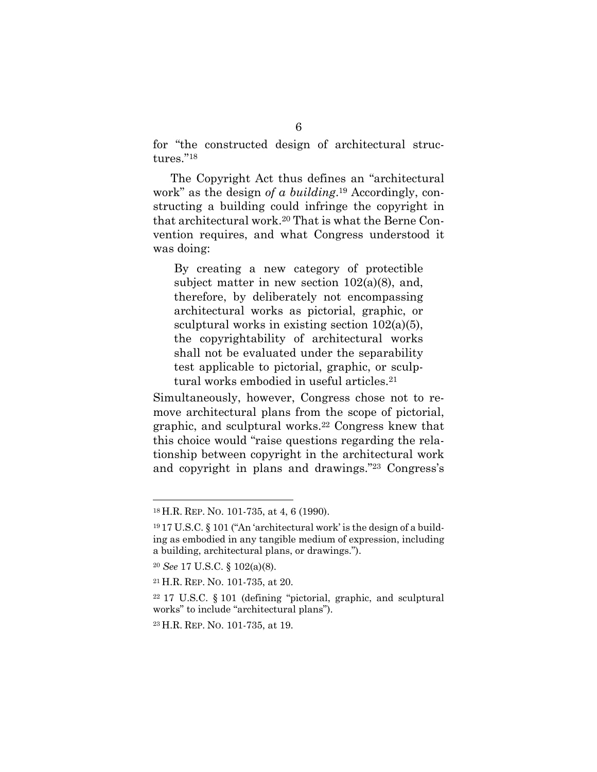for "the constructed design of architectural structures."[18]

The Copyright Act thus defines an "architectural work" as the design *of a building*.[19] Accordingly, constructing a building could infringe the copyright in that architectural work.[20] That is what the Berne Convention requires, and what Congress understood it was doing:

> By creating a new category of protectible subject matter in new section 102(a)(8), and, therefore, by deliberately not encompassing architectural works as pictorial, graphic, or sculptural works in existing section 102(a)(5), the copyrightability of architectural works shall not be evaluated under the separability test applicable to pictorial, graphic, or sculptural works embodied in useful articles.[21]

Simultaneously, however, Congress chose not to remove architectural plans from the scope of pictorial, graphic, and sculptural works.[22] Congress knew that this choice would "raise questions regarding the relationship between copyright in the architectural work and copyright in plans and drawings."[23] Congress's

---

[18] H.R. REP. NO. 101-735, at 4, 6 (1990).

[19] 17 U.S.C. § 101 ("An 'architectural work' is the design of a building as embodied in any tangible medium of expression, including a building, architectural plans, or drawings.").

[20] *See* 17 U.S.C. § 102(a)(8).

[21] H.R. REP. NO. 101-735, at 20.

[22] 17 U.S.C. § 101 (defining "pictorial, graphic, and sculptural works" to include "architectural plans").

[23] H.R. REP. NO. 101-735, at 19.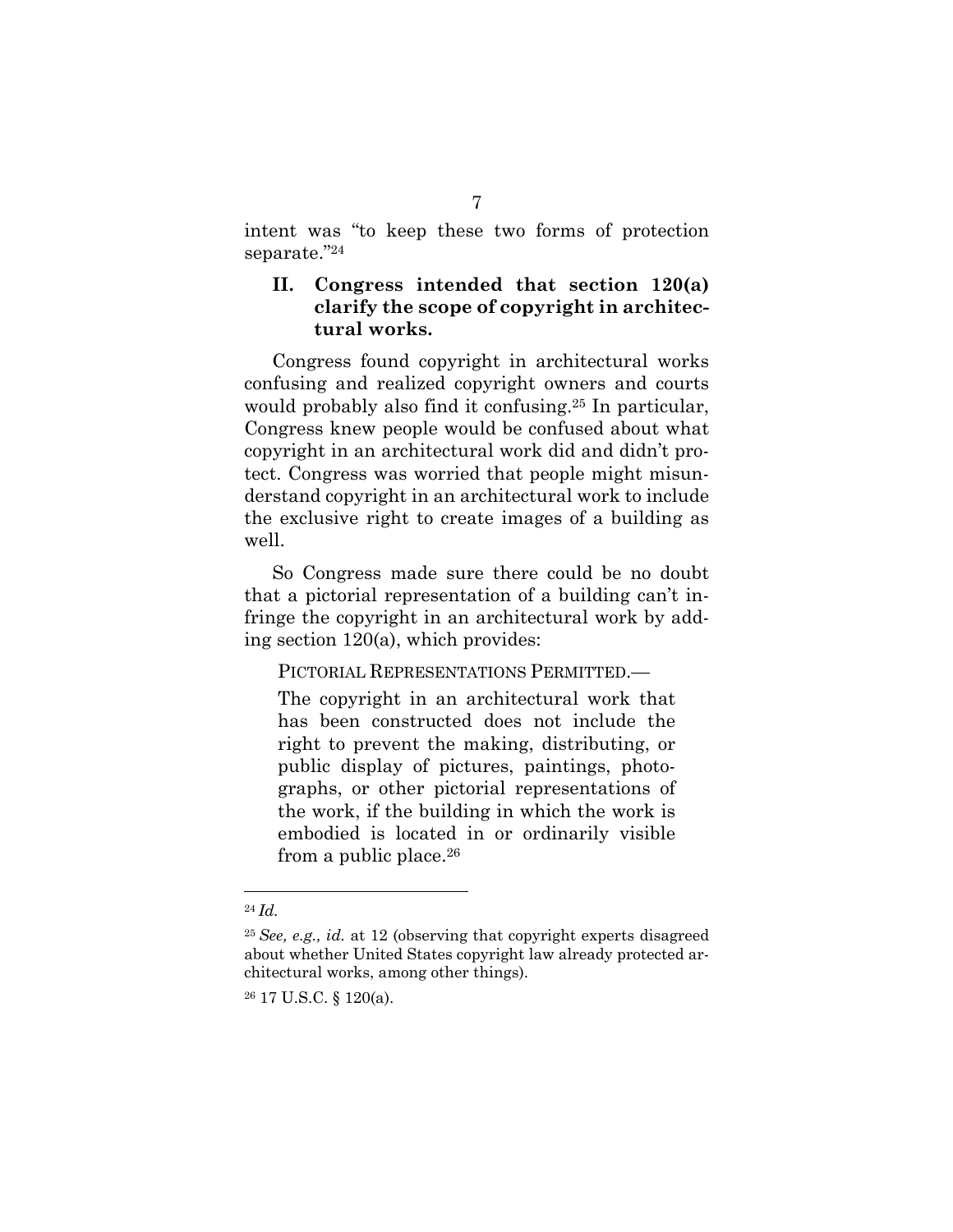intent was "to keep these two forms of protection separate."[24]

## II. Congress intended that section 120(a) clarify the scope of copyright in architectural works.

Congress found copyright in architectural works confusing and realized copyright owners and courts would probably also find it confusing.[25] In particular, Congress knew people would be confused about what copyright in an architectural work did and didn't protect. Congress was worried that people might misunderstand copyright in an architectural work to include the exclusive right to create images of a building as well.

So Congress made sure there could be no doubt that a pictorial representation of a building can't infringe the copyright in an architectural work by adding section 120(a), which provides:

> PICTORIAL REPRESENTATIONS PERMITTED.—
>
> The copyright in an architectural work that has been constructed does not include the right to prevent the making, distributing, or public display of pictures, paintings, photographs, or other pictorial representations of the work, if the building in which the work is embodied is located in or ordinarily visible from a public place.[26]

---

[24] *Id.*

[25] *See, e.g., id.* at 12 (observing that copyright experts disagreed about whether United States copyright law already protected architectural works, among other things).

[26] 17 U.S.C. § 120(a).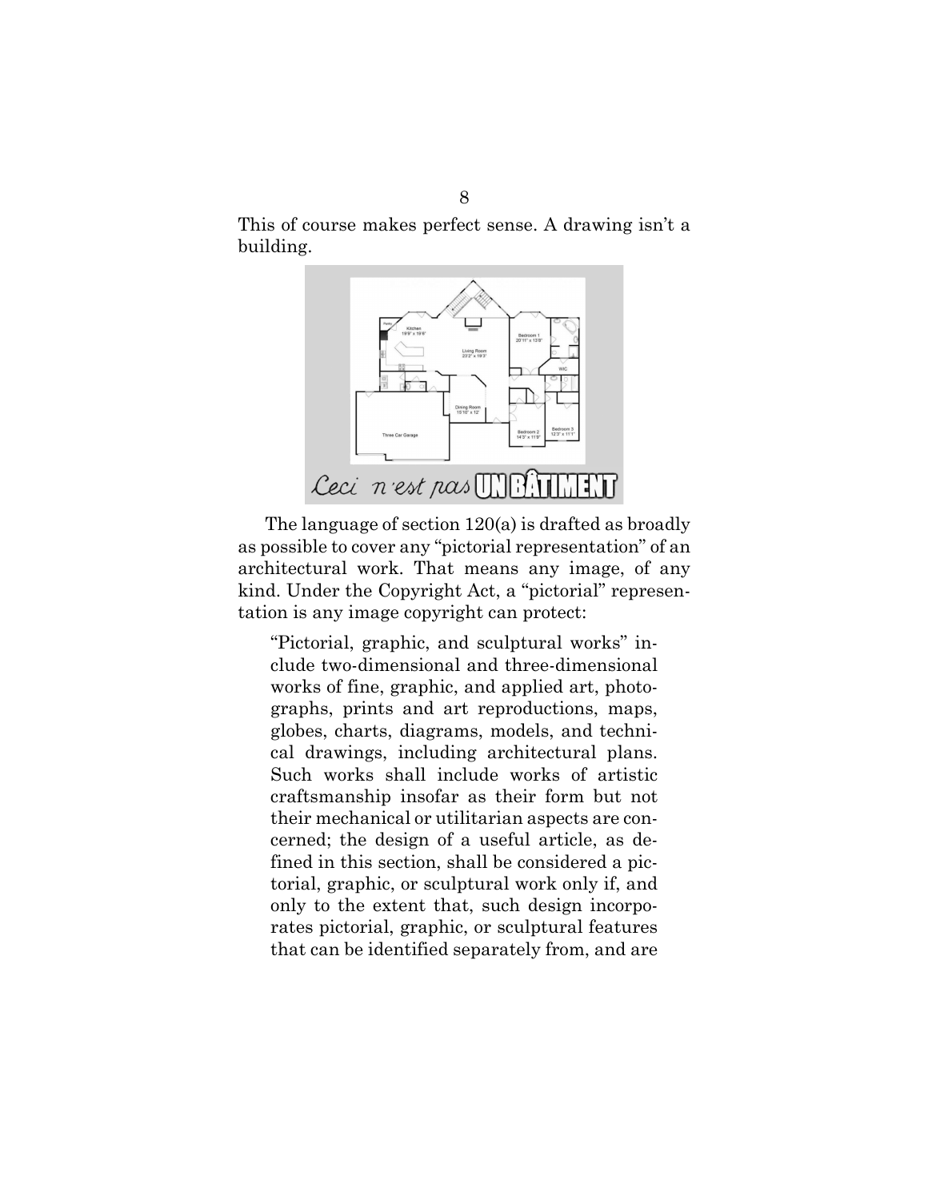This of course makes perfect sense. A drawing isn't a building.

The language of section 120(a) is drafted as broadly as possible to cover any "pictorial representation" of an architectural work. That means any image, of any kind. Under the Copyright Act, a "pictorial" representation is any image copyright can protect:

> "Pictorial, graphic, and sculptural works" include two-dimensional and three-dimensional works of fine, graphic, and applied art, photographs, prints and art reproductions, maps, globes, charts, diagrams, models, and technical drawings, including architectural plans. Such works shall include works of artistic craftsmanship insofar as their form but not their mechanical or utilitarian aspects are concerned; the design of a useful article, as defined in this section, shall be considered a pictorial, graphic, or sculptural work only if, and only to the extent that, such design incorporates pictorial, graphic, or sculptural features that can be identified separately from, and are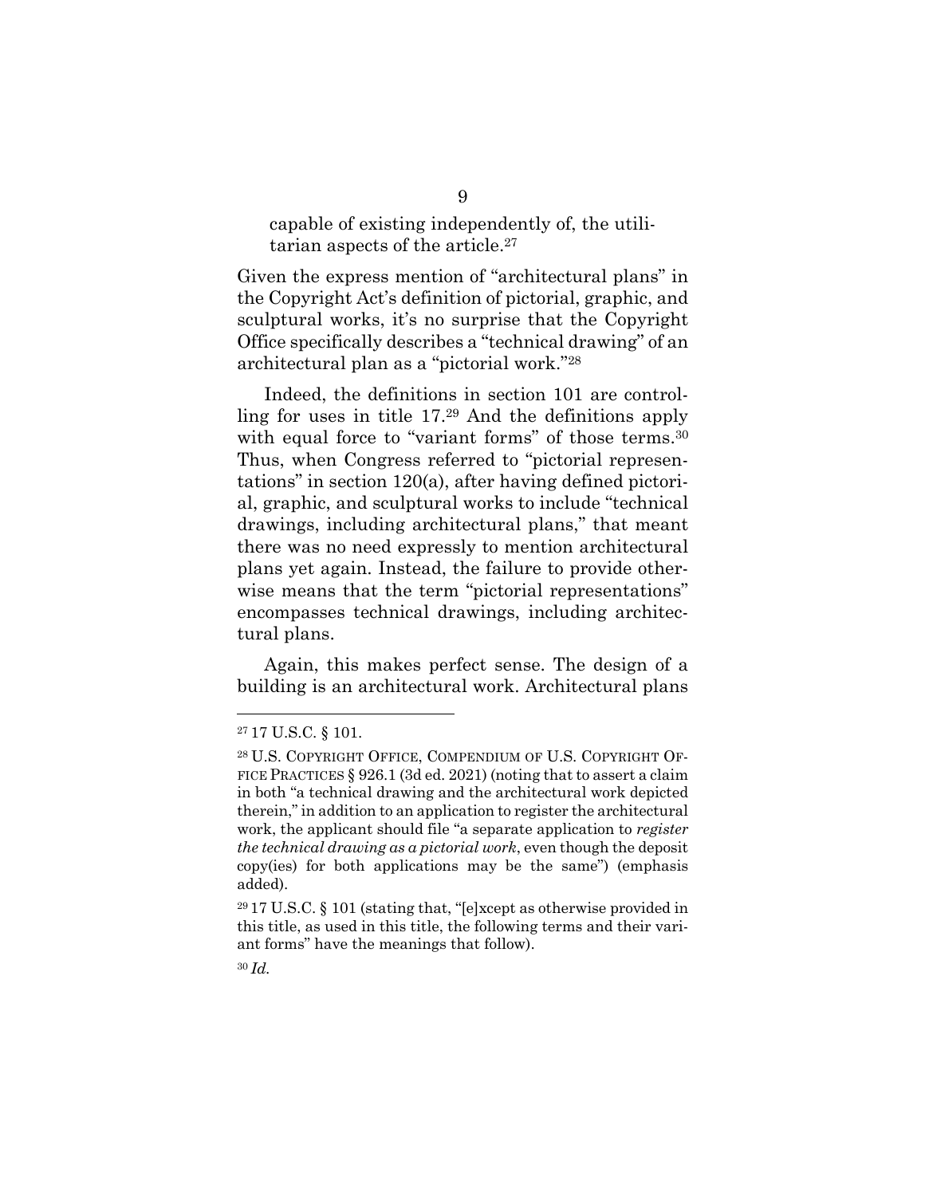capable of existing independently of, the utilitarian aspects of the article.[27]

Given the express mention of "architectural plans" in the Copyright Act's definition of pictorial, graphic, and sculptural works, it's no surprise that the Copyright Office specifically describes a "technical drawing" of an architectural plan as a "pictorial work."[28]

Indeed, the definitions in section 101 are controlling for uses in title 17.[29] And the definitions apply with equal force to "variant forms" of those terms.[30] Thus, when Congress referred to "pictorial representations" in section 120(a), after having defined pictorial, graphic, and sculptural works to include "technical drawings, including architectural plans," that meant there was no need expressly to mention architectural plans yet again. Instead, the failure to provide otherwise means that the term "pictorial representations" encompasses technical drawings, including architectural plans.

Again, this makes perfect sense. The design of a building is an architectural work. Architectural plans

---

[27] 17 U.S.C. § 101.

[28] U.S. COPYRIGHT OFFICE, COMPENDIUM OF U.S. COPYRIGHT OFFICE PRACTICES § 926.1 (3d ed. 2021) (noting that to assert a claim in both "a technical drawing and the architectural work depicted therein," in addition to an application to register the architectural work, the applicant should file "a separate application to *register the technical drawing as a pictorial work*, even though the deposit copy(ies) for both applications may be the same") (emphasis added).

[29] 17 U.S.C. § 101 (stating that, "[e]xcept as otherwise provided in this title, as used in this title, the following terms and their variant forms" have the meanings that follow).

[30] *Id.*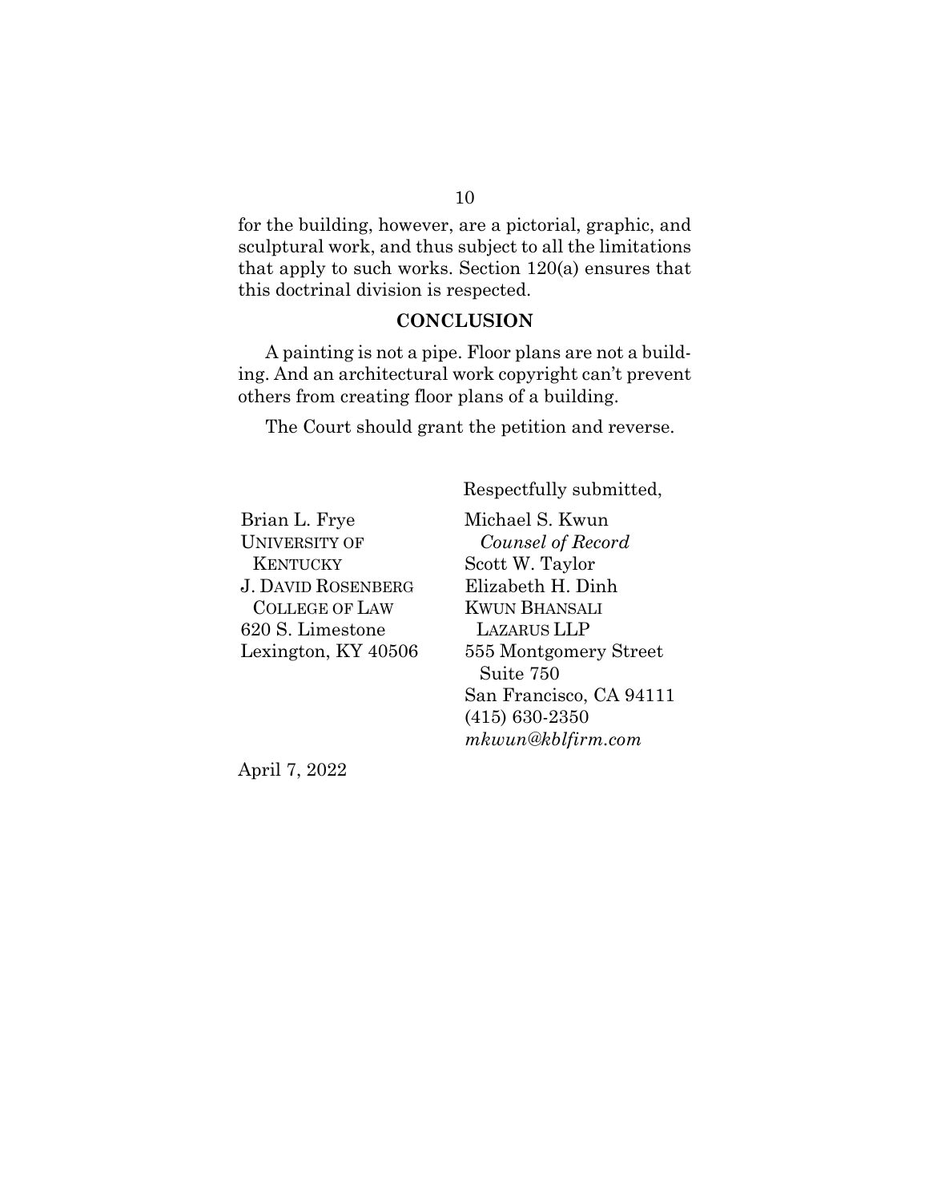for the building, however, are a pictorial, graphic, and sculptural work, and thus subject to all the limitations that apply to such works. Section 120(a) ensures that this doctrinal division is respected.

## CONCLUSION

A painting is not a pipe. Floor plans are not a building. And an architectural work copyright can't prevent others from creating floor plans of a building.

The Court should grant the petition and reverse.

Respectfully submitted,

Brian L. Frye
UNIVERSITY OF KENTUCKY
J. DAVID ROSENBERG COLLEGE OF LAW
620 S. Limestone
Lexington, KY 40506

Michael S. Kwun
*Counsel of Record*
Scott W. Taylor
Elizabeth H. Dinh
KWUN BHANSALI LAZARUS LLP
555 Montgomery Street
Suite 750
San Francisco, CA 94111
(415) 630-2350
*mkwun@kblfirm.com*

April 7, 2022